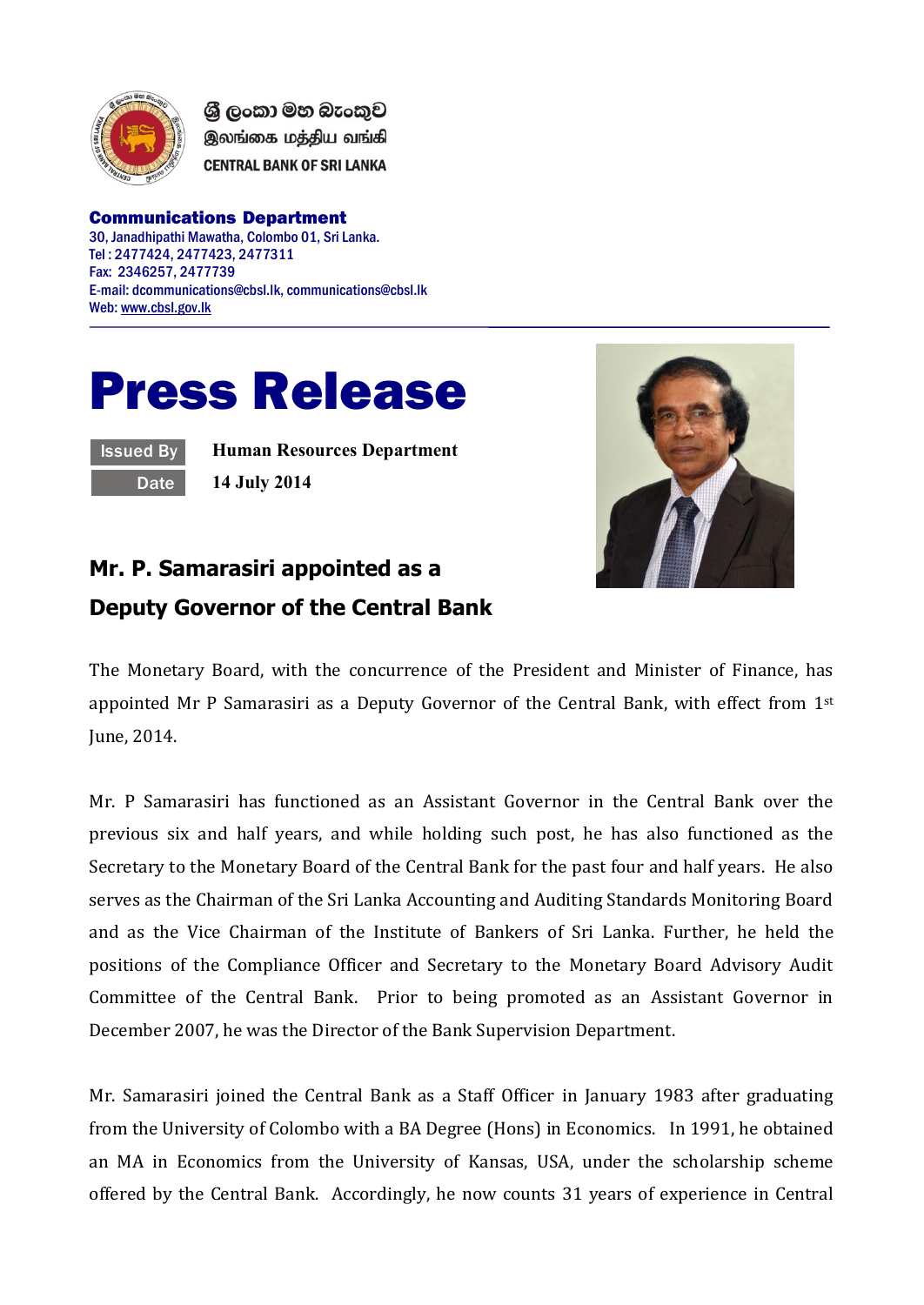ශ්‍රී ලංකා මහ බැංකුව
இலங்கை மத்திய வங்கி
CENTRAL BANK OF SRI LANKA

**Communications Department**
30, Janadhipathi Mawatha, Colombo 01, Sri Lanka.
Tel : 2477424, 2477423, 2477311
Fax: 2346257, 2477739
E-mail: dcommunications@cbsl.lk, communications@cbsl.lk
Web: www.cbsl.gov.lk

# Press Release

| Issued By | Human Resources Department |
|---|---|
| Date | 14 July 2014 |

## Mr. P. Samarasiri appointed as a Deputy Governor of the Central Bank

The Monetary Board, with the concurrence of the President and Minister of Finance, has appointed Mr P Samarasiri as a Deputy Governor of the Central Bank, with effect from 1st June, 2014.

Mr. P Samarasiri has functioned as an Assistant Governor in the Central Bank over the previous six and half years, and while holding such post, he has also functioned as the Secretary to the Monetary Board of the Central Bank for the past four and half years. He also serves as the Chairman of the Sri Lanka Accounting and Auditing Standards Monitoring Board and as the Vice Chairman of the Institute of Bankers of Sri Lanka. Further, he held the positions of the Compliance Officer and Secretary to the Monetary Board Advisory Audit Committee of the Central Bank. Prior to being promoted as an Assistant Governor in December 2007, he was the Director of the Bank Supervision Department.

Mr. Samarasiri joined the Central Bank as a Staff Officer in January 1983 after graduating from the University of Colombo with a BA Degree (Hons) in Economics. In 1991, he obtained an MA in Economics from the University of Kansas, USA, under the scholarship scheme offered by the Central Bank. Accordingly, he now counts 31 years of experience in Central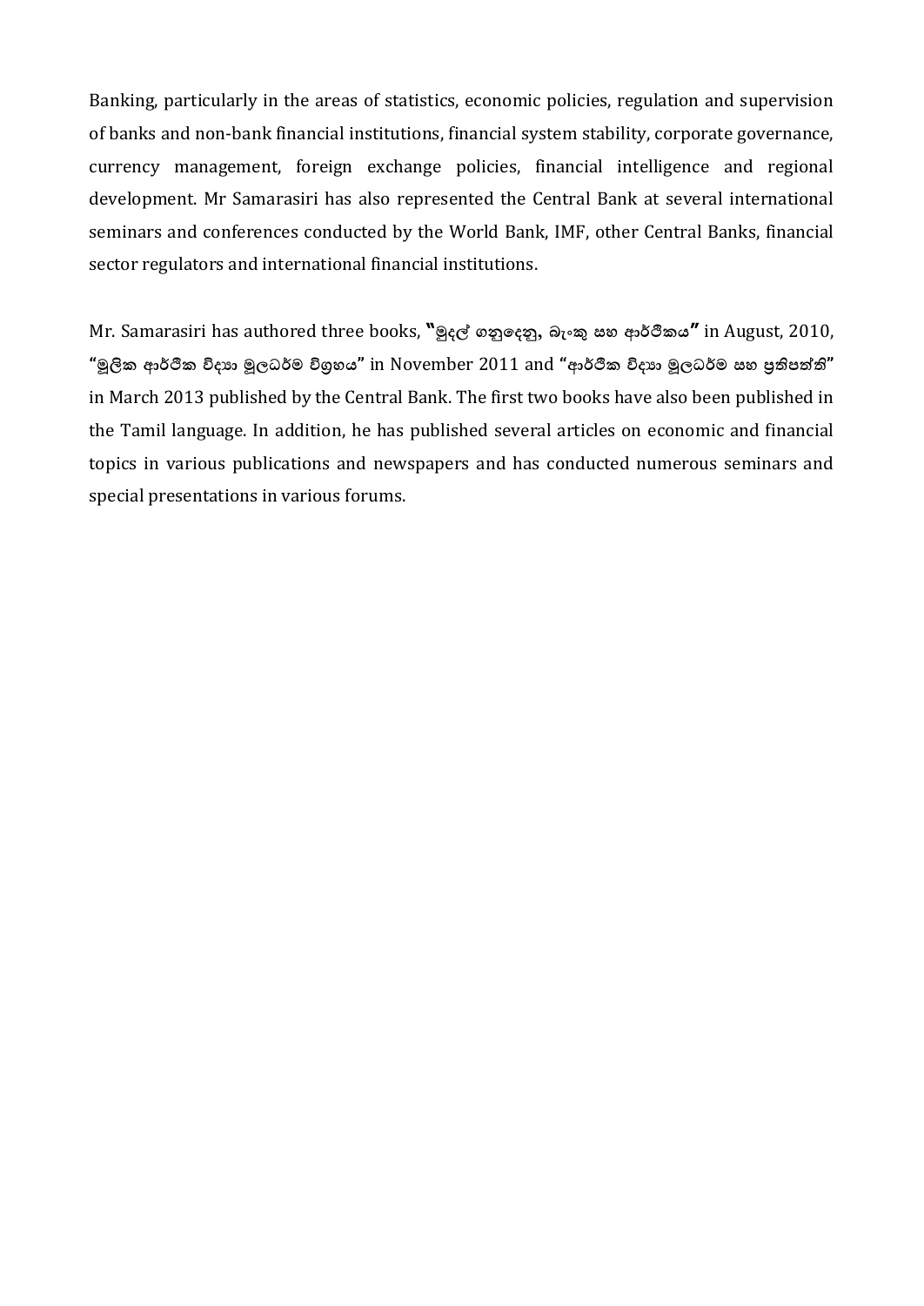Banking, particularly in the areas of statistics, economic policies, regulation and supervision of banks and non-bank financial institutions, financial system stability, corporate governance, currency management, foreign exchange policies, financial intelligence and regional development. Mr Samarasiri has also represented the Central Bank at several international seminars and conferences conducted by the World Bank, IMF, other Central Banks, financial sector regulators and international financial institutions.

Mr. Samarasiri has authored three books, **"මුදල් ගනුදෙනු, බැංකු සහ ආර්ථිකය"** in August, 2010, **"මූලික ආර්ථික විද්‍යා මූලධර්ම විග්‍රහය"** in November 2011 and **"ආර්ථික විද්‍යා මූලධර්ම සහ ප්‍රතිපත්ති"** in March 2013 published by the Central Bank. The first two books have also been published in the Tamil language. In addition, he has published several articles on economic and financial topics in various publications and newspapers and has conducted numerous seminars and special presentations in various forums.